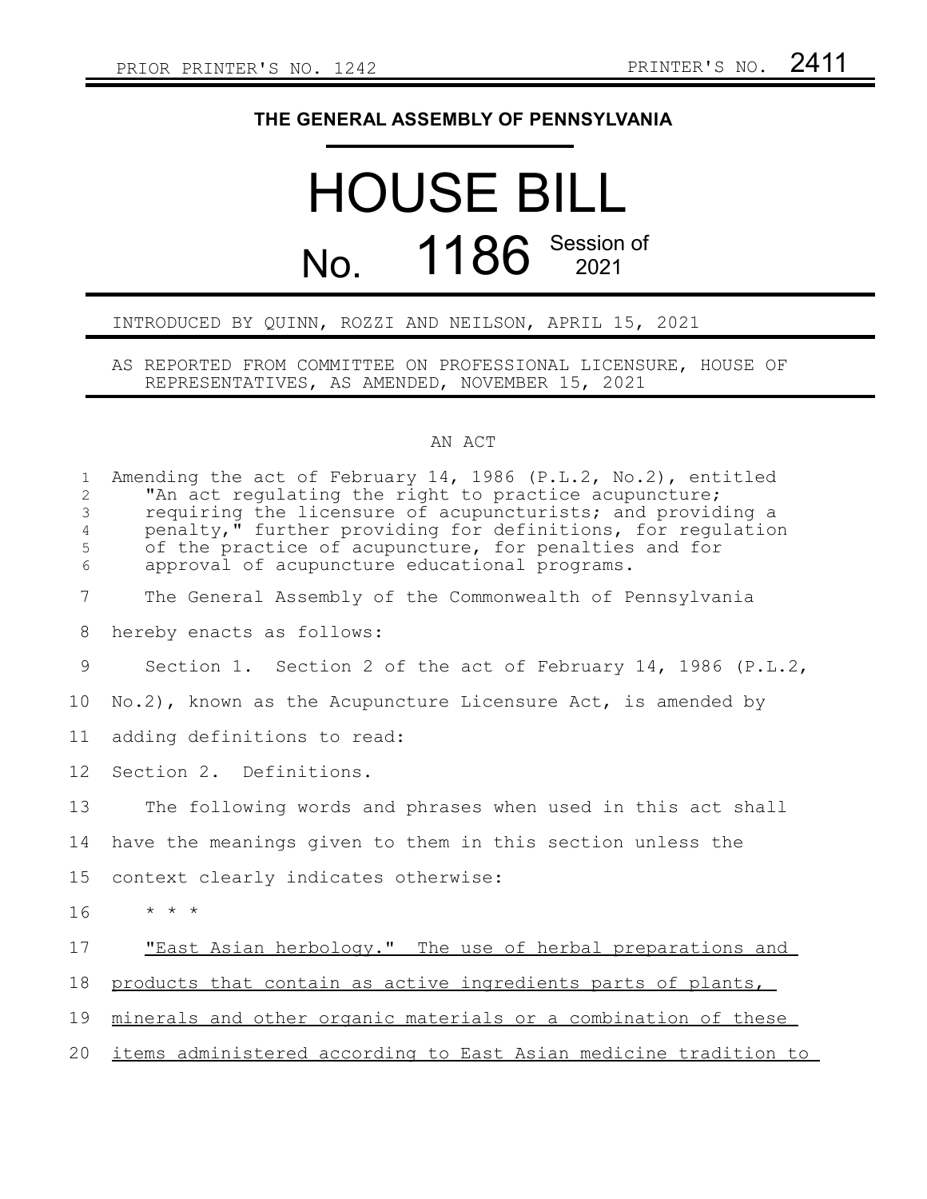PRIOR PRINTER'S NO. 1242 PRINTER'S NO. 2411

**THE GENERAL ASSEMBLY OF PENNSYLVANIA**

# HOUSE BILL

# No. 1186 Session of 2021

INTRODUCED BY QUINN, ROZZI AND NEILSON, APRIL 15, 2021

AS REPORTED FROM COMMITTEE ON PROFESSIONAL LICENSURE, HOUSE OF REPRESENTATIVES, AS AMENDED, NOVEMBER 15, 2021

AN ACT

Amending the act of February 14, 1986 (P.L.2, No.2), entitled "An act regulating the right to practice acupuncture; requiring the licensure of acupuncturists; and providing a penalty," further providing for definitions, for regulation of the practice of acupuncture, for penalties and for approval of acupuncture educational programs.

The General Assembly of the Commonwealth of Pennsylvania hereby enacts as follows:

Section 1. Section 2 of the act of February 14, 1986 (P.L.2, No.2), known as the Acupuncture Licensure Act, is amended by adding definitions to read:

Section 2. Definitions.

The following words and phrases when used in this act shall have the meanings given to them in this section unless the context clearly indicates otherwise:

\* \* \*

"East Asian herbology." The use of herbal preparations and products that contain as active ingredients parts of plants, minerals and other organic materials or a combination of these items administered according to East Asian medicine tradition to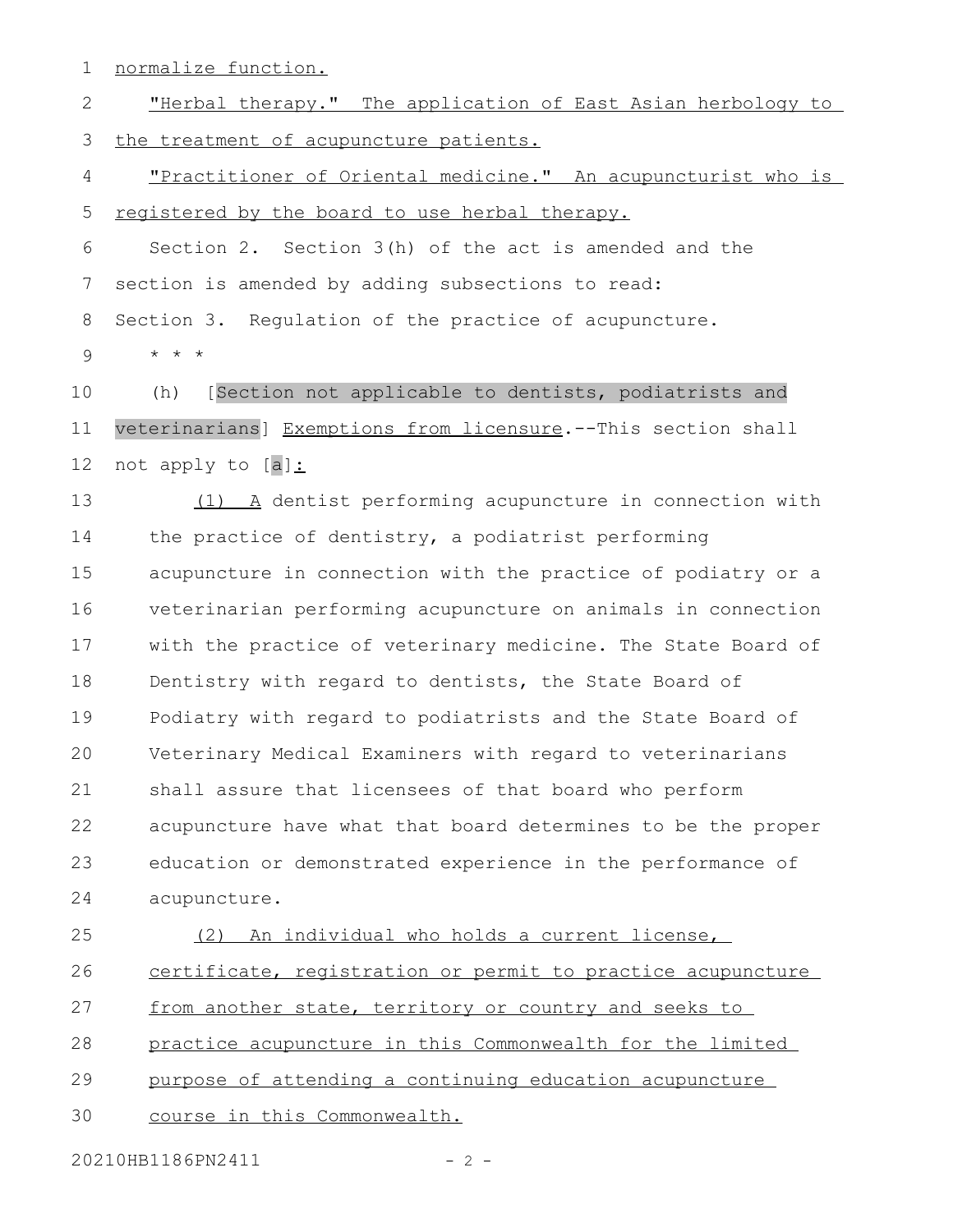normalize function.

"Herbal therapy." The application of East Asian herbology to the treatment of acupuncture patients.

"Practitioner of Oriental medicine." An acupuncturist who is registered by the board to use herbal therapy.

Section 2. Section 3(h) of the act is amended and the section is amended by adding subsections to read:

Section 3. Regulation of the practice of acupuncture.

\* \* \*

(h) [Section not applicable to dentists, podiatrists and veterinarians] Exemptions from licensure.--This section shall not apply to [a]:

(1) A dentist performing acupuncture in connection with the practice of dentistry, a podiatrist performing acupuncture in connection with the practice of podiatry or a veterinarian performing acupuncture on animals in connection with the practice of veterinary medicine. The State Board of Dentistry with regard to dentists, the State Board of Podiatry with regard to podiatrists and the State Board of Veterinary Medical Examiners with regard to veterinarians shall assure that licensees of that board who perform acupuncture have what that board determines to be the proper education or demonstrated experience in the performance of acupuncture.

(2) An individual who holds a current license, certificate, registration or permit to practice acupuncture from another state, territory or country and seeks to practice acupuncture in this Commonwealth for the limited purpose of attending a continuing education acupuncture course in this Commonwealth.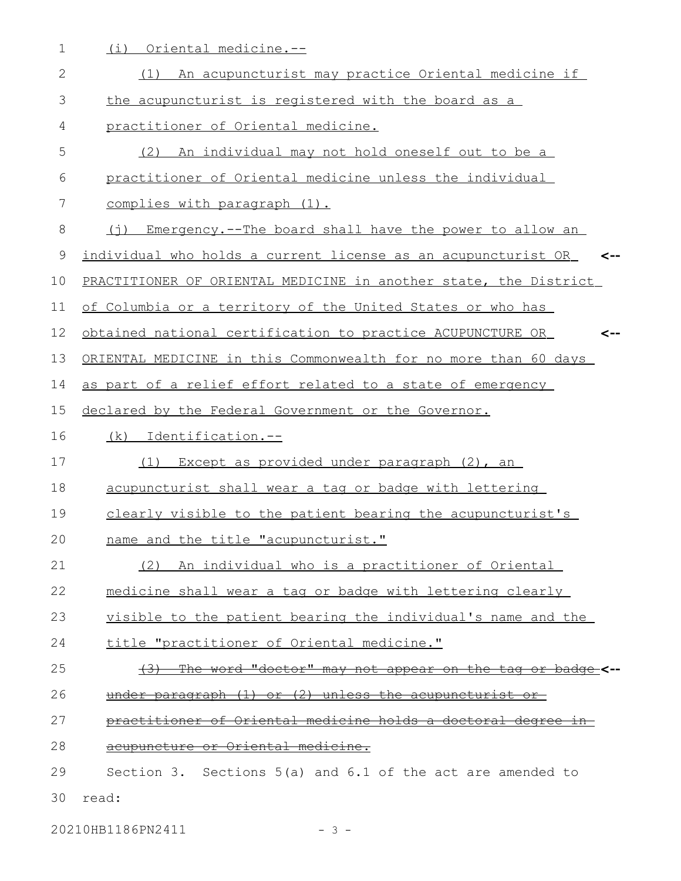(i) Oriental medicine.--

(1) An acupuncturist may practice Oriental medicine if the acupuncturist is registered with the board as a practitioner of Oriental medicine.

(2) An individual may not hold oneself out to be a practitioner of Oriental medicine unless the individual complies with paragraph (1).

(j) Emergency.--The board shall have the power to allow an individual who holds a current license as an acupuncturist OR PRACTITIONER OF ORIENTAL MEDICINE in another state, the District of Columbia or a territory of the United States or who has obtained national certification to practice ACUPUNCTURE OR ORIENTAL MEDICINE in this Commonwealth for no more than 60 days as part of a relief effort related to a state of emergency declared by the Federal Government or the Governor.

(k) Identification.--

(1) Except as provided under paragraph (2), an acupuncturist shall wear a tag or badge with lettering clearly visible to the patient bearing the acupuncturist's name and the title "acupuncturist."

(2) An individual who is a practitioner of Oriental medicine shall wear a tag or badge with lettering clearly visible to the patient bearing the individual's name and the title "practitioner of Oriental medicine."

~~(3) The word "doctor" may not appear on the tag or badge under paragraph (1) or (2) unless the acupuncturist or practitioner of Oriental medicine holds a doctoral degree in acupuncture or Oriental medicine.~~

Section 3. Sections 5(a) and 6.1 of the act are amended to read: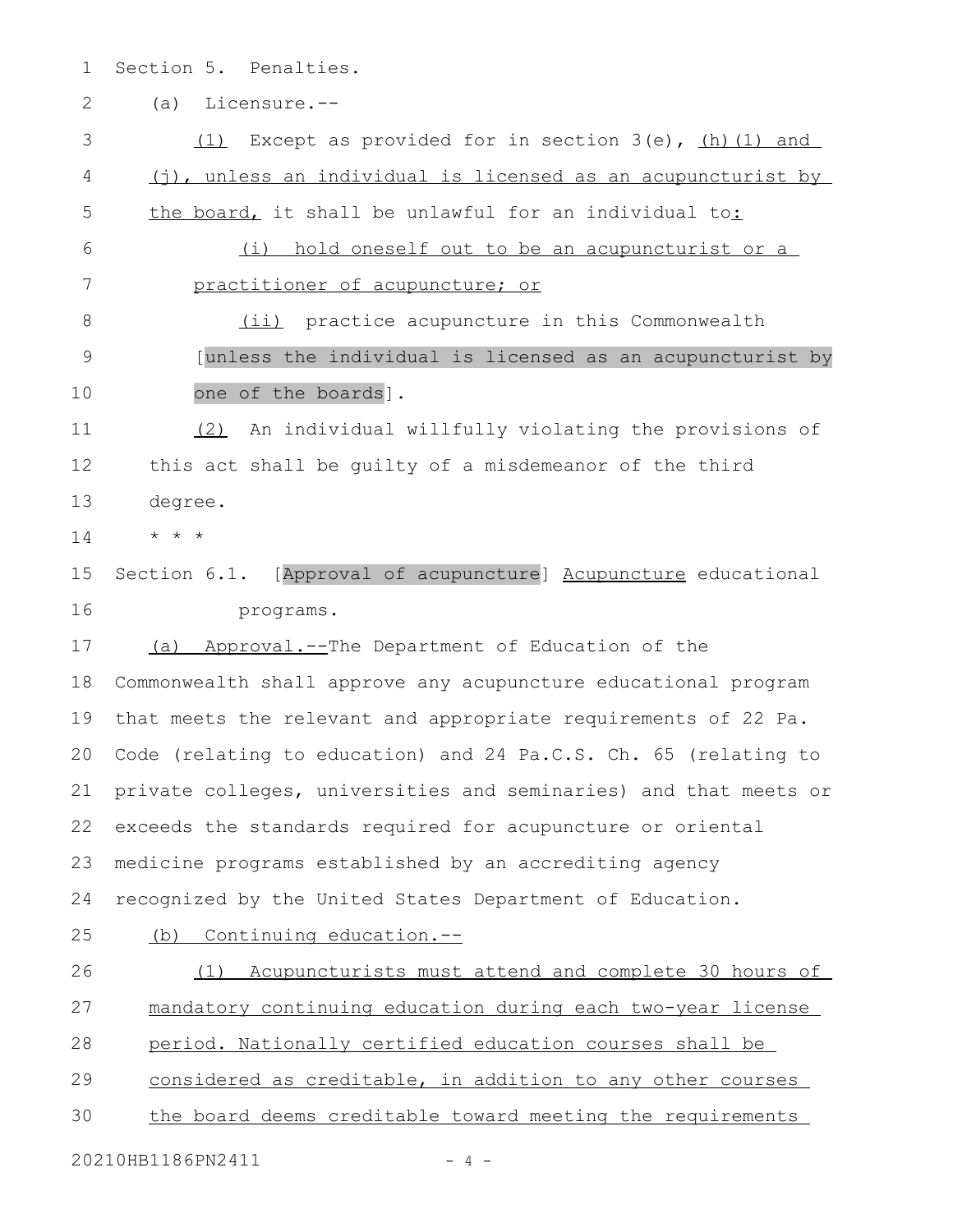Section 5. Penalties.

(a) Licensure.--

(1) Except as provided for in section 3(e), (h)(1) and (j), unless an individual is licensed as an acupuncturist by the board, it shall be unlawful for an individual to:

(i) hold oneself out to be an acupuncturist or a practitioner of acupuncture; or

(ii) practice acupuncture in this Commonwealth [unless the individual is licensed as an acupuncturist by one of the boards].

(2) An individual willfully violating the provisions of this act shall be guilty of a misdemeanor of the third degree.

* * *

Section 6.1. [Approval of acupuncture] Acupuncture educational programs.

(a) Approval.--The Department of Education of the Commonwealth shall approve any acupuncture educational program that meets the relevant and appropriate requirements of 22 Pa. Code (relating to education) and 24 Pa.C.S. Ch. 65 (relating to private colleges, universities and seminaries) and that meets or exceeds the standards required for acupuncture or oriental medicine programs established by an accrediting agency recognized by the United States Department of Education.

(b) Continuing education.--

(1) Acupuncturists must attend and complete 30 hours of mandatory continuing education during each two-year license period. Nationally certified education courses shall be considered as creditable, in addition to any other courses the board deems creditable toward meeting the requirements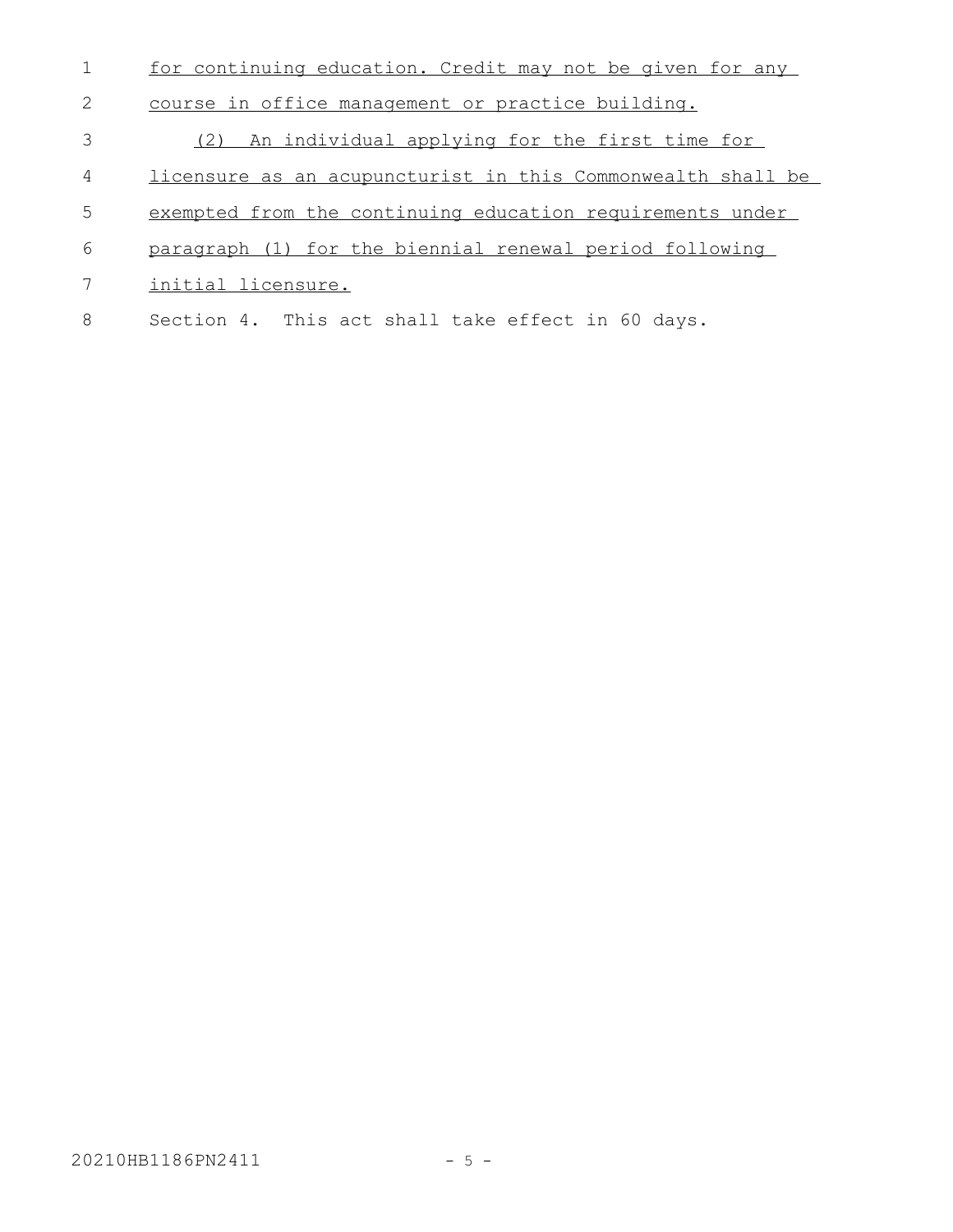for continuing education. Credit may not be given for any course in office management or practice building.

(2) An individual applying for the first time for licensure as an acupuncturist in this Commonwealth shall be exempted from the continuing education requirements under paragraph (1) for the biennial renewal period following initial licensure.

Section 4. This act shall take effect in 60 days.